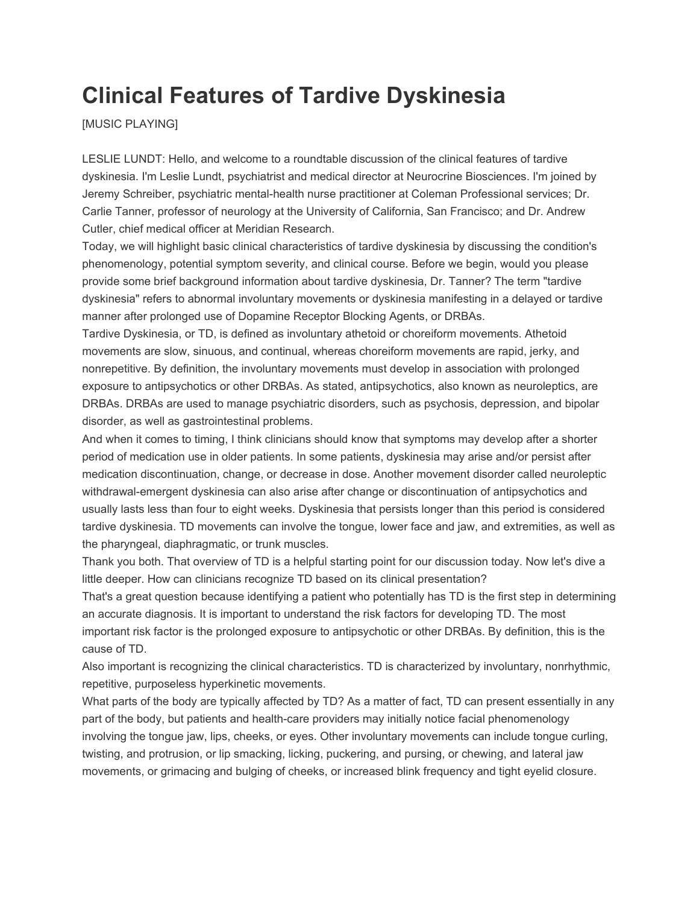# Clinical Features of Tardive Dyskinesia

[MUSIC PLAYING]

LESLIE LUNDT: Hello, and welcome to a roundtable discussion of the clinical features of tardive dyskinesia. I'm Leslie Lundt, psychiatrist and medical director at Neurocrine Biosciences. I'm joined by Jeremy Schreiber, psychiatric mental-health nurse practitioner at Coleman Professional services; Dr. Carlie Tanner, professor of neurology at the University of California, San Francisco; and Dr. Andrew Cutler, chief medical officer at Meridian Research.

Today, we will highlight basic clinical characteristics of tardive dyskinesia by discussing the condition's phenomenology, potential symptom severity, and clinical course. Before we begin, would you please provide some brief background information about tardive dyskinesia, Dr. Tanner? The term "tardive dyskinesia" refers to abnormal involuntary movements or dyskinesia manifesting in a delayed or tardive manner after prolonged use of Dopamine Receptor Blocking Agents, or DRBAs.

Tardive Dyskinesia, or TD, is defined as involuntary athetoid or choreiform movements. Athetoid movements are slow, sinuous, and continual, whereas choreiform movements are rapid, jerky, and nonrepetitive. By definition, the involuntary movements must develop in association with prolonged exposure to antipsychotics or other DRBAs. As stated, antipsychotics, also known as neuroleptics, are DRBAs. DRBAs are used to manage psychiatric disorders, such as psychosis, depression, and bipolar disorder, as well as gastrointestinal problems.

And when it comes to timing, I think clinicians should know that symptoms may develop after a shorter period of medication use in older patients. In some patients, dyskinesia may arise and/or persist after medication discontinuation, change, or decrease in dose. Another movement disorder called neuroleptic withdrawal-emergent dyskinesia can also arise after change or discontinuation of antipsychotics and usually lasts less than four to eight weeks. Dyskinesia that persists longer than this period is considered tardive dyskinesia. TD movements can involve the tongue, lower face and jaw, and extremities, as well as the pharyngeal, diaphragmatic, or trunk muscles.

Thank you both. That overview of TD is a helpful starting point for our discussion today. Now let's dive a little deeper. How can clinicians recognize TD based on its clinical presentation?

That's a great question because identifying a patient who potentially has TD is the first step in determining an accurate diagnosis. It is important to understand the risk factors for developing TD. The most important risk factor is the prolonged exposure to antipsychotic or other DRBAs. By definition, this is the cause of TD.

Also important is recognizing the clinical characteristics. TD is characterized by involuntary, nonrhythmic, repetitive, purposeless hyperkinetic movements.

What parts of the body are typically affected by TD? As a matter of fact, TD can present essentially in any part of the body, but patients and health-care providers may initially notice facial phenomenology involving the tongue jaw, lips, cheeks, or eyes. Other involuntary movements can include tongue curling, twisting, and protrusion, or lip smacking, licking, puckering, and pursing, or chewing, and lateral jaw movements, or grimacing and bulging of cheeks, or increased blink frequency and tight eyelid closure.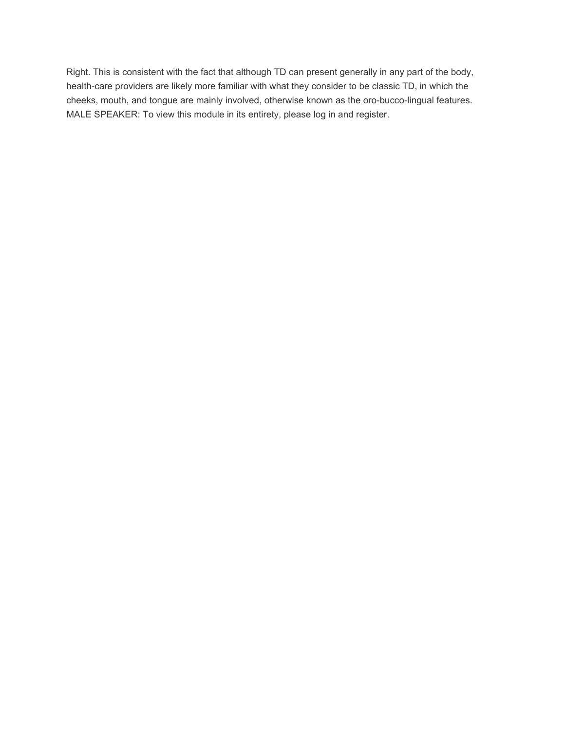Right. This is consistent with the fact that although TD can present generally in any part of the body, health-care providers are likely more familiar with what they consider to be classic TD, in which the cheeks, mouth, and tongue are mainly involved, otherwise known as the oro-bucco-lingual features.

MALE SPEAKER: To view this module in its entirety, please log in and register.